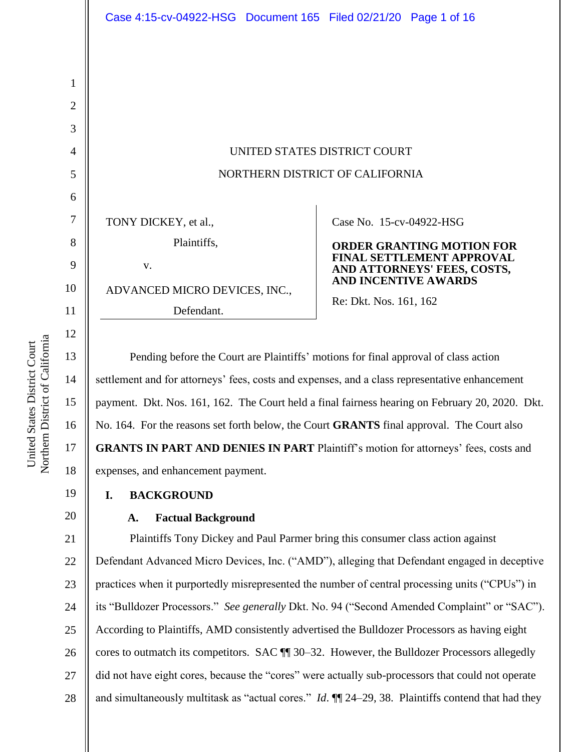UNITED STATES DISTRICT COURT

NORTHERN DISTRICT OF CALIFORNIA

TONY DICKEY, et al.,

Plaintiffs,

v.

ADVANCED MICRO DEVICES, INC.,

Defendant.

Case No. 15-cv-04922-HSG

**ORDER GRANTING MOTION FOR FINAL SETTLEMENT APPROVAL AND ATTORNEYS' FEES, COSTS, AND INCENTIVE AWARDS**

Re: Dkt. Nos. 161, 162

Pending before the Court are Plaintiffs' motions for final approval of class action settlement and for attorneys' fees, costs and expenses, and a class representative enhancement payment. Dkt. Nos. 161, 162. The Court held a final fairness hearing on February 20, 2020. Dkt. No. 164. For the reasons set forth below, the Court **GRANTS** final approval. The Court also **GRANTS IN PART AND DENIES IN PART** Plaintiff's motion for attorneys' fees, costs and expenses, and enhancement payment.

## I. BACKGROUND

### A. Factual Background

Plaintiffs Tony Dickey and Paul Parmer bring this consumer class action against Defendant Advanced Micro Devices, Inc. ("AMD"), alleging that Defendant engaged in deceptive practices when it purportedly misrepresented the number of central processing units ("CPUs") in its "Bulldozer Processors." *See generally* Dkt. No. 94 ("Second Amended Complaint" or "SAC"). According to Plaintiffs, AMD consistently advertised the Bulldozer Processors as having eight cores to outmatch its competitors. SAC ¶¶ 30–32. However, the Bulldozer Processors allegedly did not have eight cores, because the "cores" were actually sub-processors that could not operate and simultaneously multitask as "actual cores." *Id*. ¶¶ 24–29, 38. Plaintiffs contend that had they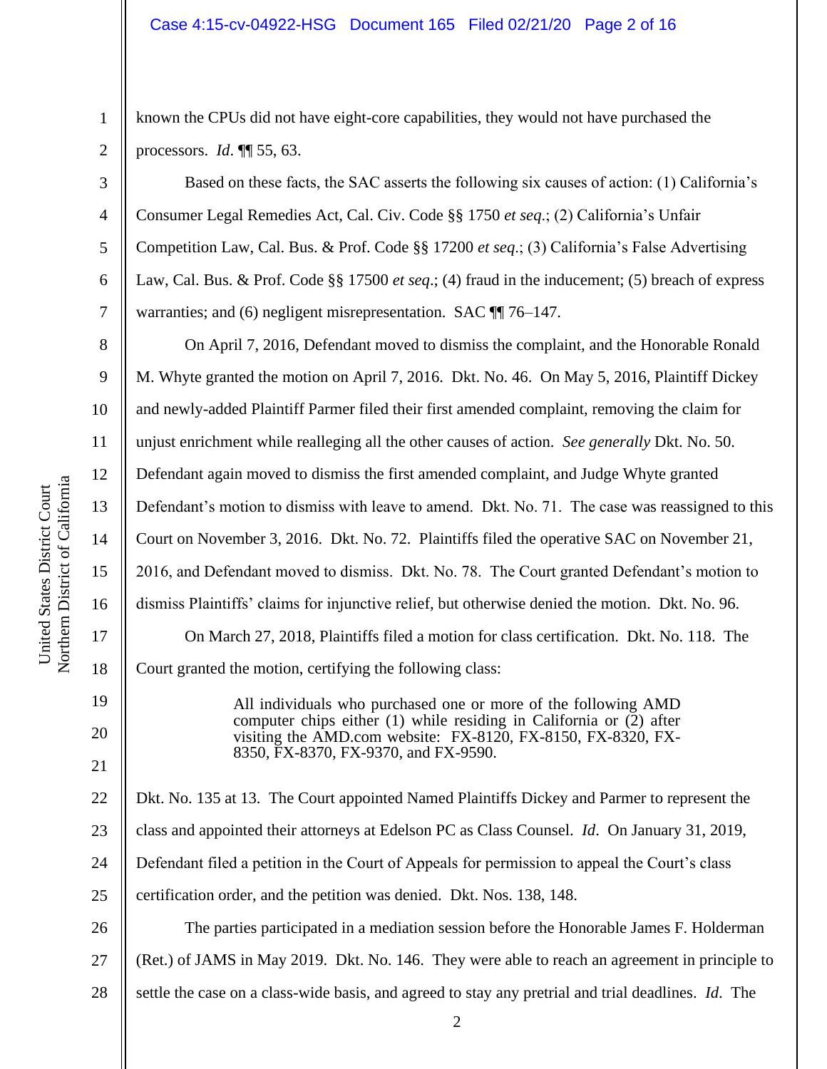known the CPUs did not have eight-core capabilities, they would not have purchased the processors. *Id*. ¶¶ 55, 63.

Based on these facts, the SAC asserts the following six causes of action: (1) California's Consumer Legal Remedies Act, Cal. Civ. Code §§ 1750 *et seq*.; (2) California's Unfair Competition Law, Cal. Bus. & Prof. Code §§ 17200 *et seq*.; (3) California's False Advertising Law, Cal. Bus. & Prof. Code §§ 17500 *et seq*.; (4) fraud in the inducement; (5) breach of express warranties; and (6) negligent misrepresentation. SAC ¶¶ 76–147.

On April 7, 2016, Defendant moved to dismiss the complaint, and the Honorable Ronald M. Whyte granted the motion on April 7, 2016. Dkt. No. 46. On May 5, 2016, Plaintiff Dickey and newly-added Plaintiff Parmer filed their first amended complaint, removing the claim for unjust enrichment while realleging all the other causes of action. *See generally* Dkt. No. 50. Defendant again moved to dismiss the first amended complaint, and Judge Whyte granted Defendant's motion to dismiss with leave to amend. Dkt. No. 71. The case was reassigned to this Court on November 3, 2016. Dkt. No. 72. Plaintiffs filed the operative SAC on November 21, 2016, and Defendant moved to dismiss. Dkt. No. 78. The Court granted Defendant's motion to dismiss Plaintiffs' claims for injunctive relief, but otherwise denied the motion. Dkt. No. 96.

On March 27, 2018, Plaintiffs filed a motion for class certification. Dkt. No. 118. The Court granted the motion, certifying the following class:

> All individuals who purchased one or more of the following AMD computer chips either (1) while residing in California or (2) after visiting the AMD.com website: FX-8120, FX-8150, FX-8320, FX-8350, FX-8370, FX-9370, and FX-9590.

Dkt. No. 135 at 13. The Court appointed Named Plaintiffs Dickey and Parmer to represent the class and appointed their attorneys at Edelson PC as Class Counsel. *Id*. On January 31, 2019, Defendant filed a petition in the Court of Appeals for permission to appeal the Court's class certification order, and the petition was denied. Dkt. Nos. 138, 148.

The parties participated in a mediation session before the Honorable James F. Holderman (Ret.) of JAMS in May 2019. Dkt. No. 146. They were able to reach an agreement in principle to settle the case on a class-wide basis, and agreed to stay any pretrial and trial deadlines. *Id*. The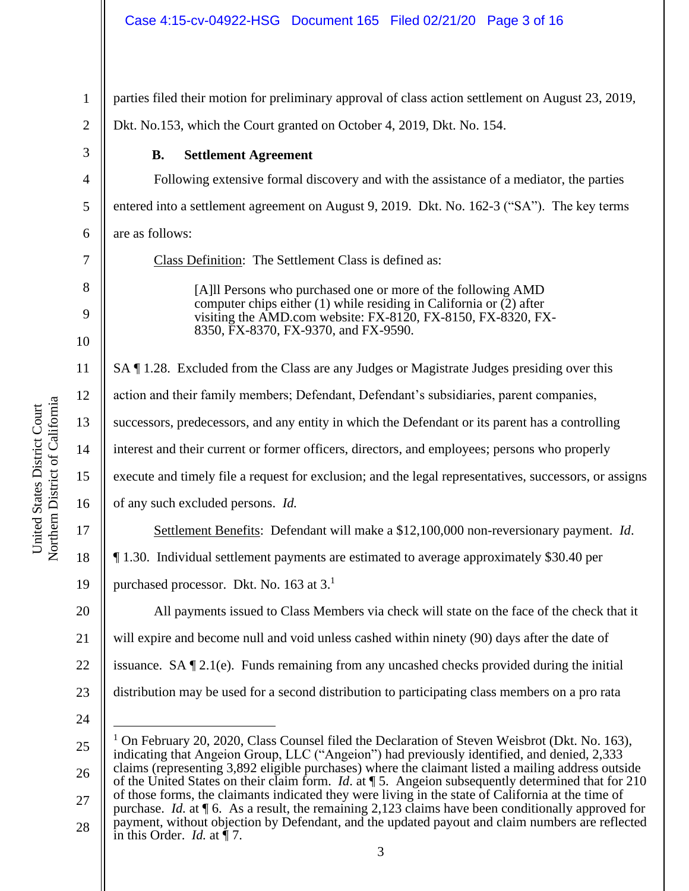parties filed their motion for preliminary approval of class action settlement on August 23, 2019, Dkt. No.153, which the Court granted on October 4, 2019, Dkt. No. 154.

### B. Settlement Agreement

Following extensive formal discovery and with the assistance of a mediator, the parties entered into a settlement agreement on August 9, 2019. Dkt. No. 162-3 ("SA"). The key terms are as follows:

Class Definition: The Settlement Class is defined as:

> [A]ll Persons who purchased one or more of the following AMD computer chips either (1) while residing in California or (2) after visiting the AMD.com website: FX-8120, FX-8150, FX-8320, FX-8350, FX-8370, FX-9370, and FX-9590.

SA ¶ 1.28. Excluded from the Class are any Judges or Magistrate Judges presiding over this action and their family members; Defendant, Defendant's subsidiaries, parent companies, successors, predecessors, and any entity in which the Defendant or its parent has a controlling interest and their current or former officers, directors, and employees; persons who properly execute and timely file a request for exclusion; and the legal representatives, successors, or assigns of any such excluded persons. *Id.*

Settlement Benefits: Defendant will make a $12,100,000 non-reversionary payment. *Id*. ¶ 1.30. Individual settlement payments are estimated to average approximately $30.40 per purchased processor. Dkt. No. 163 at 3.[1]

All payments issued to Class Members via check will state on the face of the check that it will expire and become null and void unless cashed within ninety (90) days after the date of issuance. SA ¶ 2.1(e). Funds remaining from any uncashed checks provided during the initial distribution may be used for a second distribution to participating class members on a pro rata

---

[1] On February 20, 2020, Class Counsel filed the Declaration of Steven Weisbrot (Dkt. No. 163), indicating that Angeion Group, LLC ("Angeion") had previously identified, and denied, 2,333 claims (representing 3,892 eligible purchases) where the claimant listed a mailing address outside of the United States on their claim form. *Id*. at ¶ 5. Angeion subsequently determined that for 210 of those forms, the claimants indicated they were living in the state of California at the time of purchase. *Id.* at ¶ 6. As a result, the remaining 2,123 claims have been conditionally approved for payment, without objection by Defendant, and the updated payout and claim numbers are reflected in this Order. *Id.* at ¶ 7.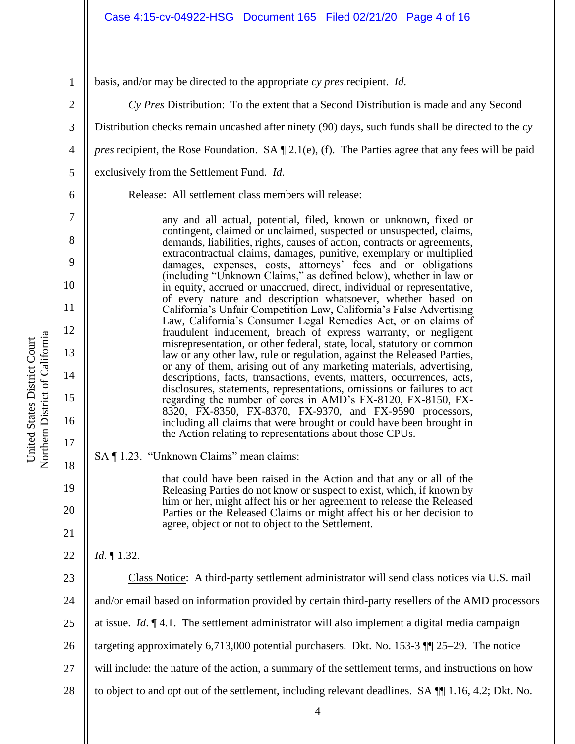basis, and/or may be directed to the appropriate *cy pres* recipient. *Id.*

*Cy Pres* Distribution: To the extent that a Second Distribution is made and any Second Distribution checks remain uncashed after ninety (90) days, such funds shall be directed to the *cy pres* recipient, the Rose Foundation. SA ¶ 2.1(e), (f). The Parties agree that any fees will be paid exclusively from the Settlement Fund. *Id.*

Release: All settlement class members will release:

> any and all actual, potential, filed, known or unknown, fixed or contingent, claimed or unclaimed, suspected or unsuspected, claims, demands, liabilities, rights, causes of action, contracts or agreements, extracontractual claims, damages, punitive, exemplary or multiplied damages, expenses, costs, attorneys' fees and or obligations (including "Unknown Claims," as defined below), whether in law or in equity, accrued or unaccrued, direct, individual or representative, of every nature and description whatsoever, whether based on California's Unfair Competition Law, California's False Advertising Law, California's Consumer Legal Remedies Act, or on claims of fraudulent inducement, breach of express warranty, or negligent misrepresentation, or other federal, state, local, statutory or common law or any other law, rule or regulation, against the Released Parties, or any of them, arising out of any marketing materials, advertising, descriptions, facts, transactions, events, matters, occurrences, acts, disclosures, statements, representations, omissions or failures to act regarding the number of cores in AMD's FX-8120, FX-8150, FX-8320, FX-8350, FX-8370, FX-9370, and FX-9590 processors, including all claims that were brought or could have been brought in the Action relating to representations about those CPUs.

SA ¶ 1.23. "Unknown Claims" mean claims:

> that could have been raised in the Action and that any or all of the Releasing Parties do not know or suspect to exist, which, if known by him or her, might affect his or her agreement to release the Released Parties or the Released Claims or might affect his or her decision to agree, object or not to object to the Settlement.

*Id.* ¶ 1.32.

Class Notice: A third-party settlement administrator will send class notices via U.S. mail and/or email based on information provided by certain third-party resellers of the AMD processors at issue. *Id.* ¶ 4.1. The settlement administrator will also implement a digital media campaign targeting approximately 6,713,000 potential purchasers. Dkt. No. 153-3 ¶¶ 25–29. The notice will include: the nature of the action, a summary of the settlement terms, and instructions on how to object to and opt out of the settlement, including relevant deadlines. SA ¶¶ 1.16, 4.2; Dkt. No.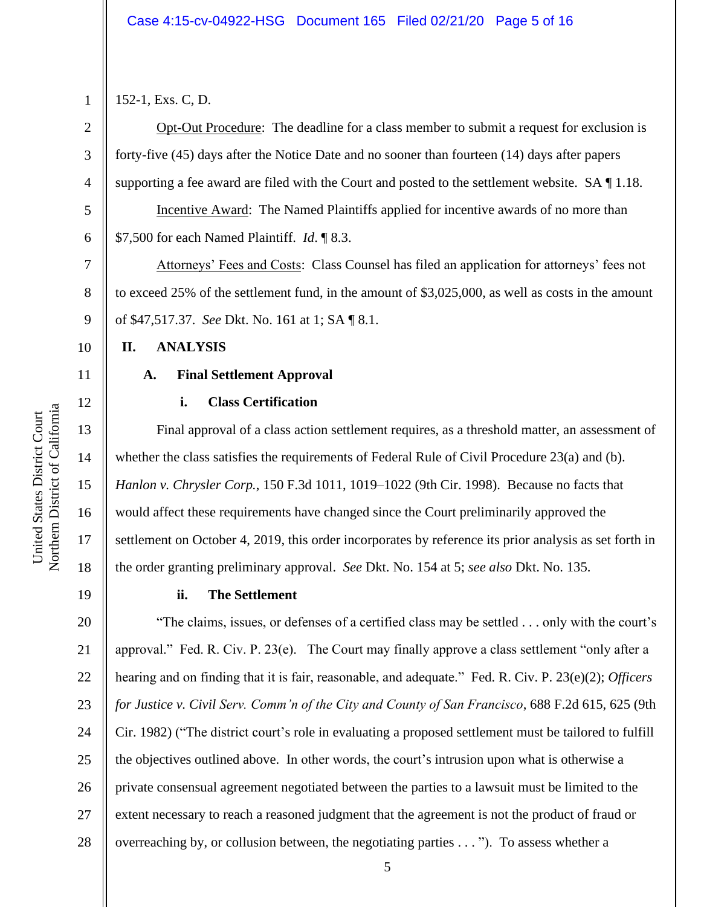152-1, Exs. C, D.

Opt-Out Procedure: The deadline for a class member to submit a request for exclusion is forty-five (45) days after the Notice Date and no sooner than fourteen (14) days after papers supporting a fee award are filed with the Court and posted to the settlement website. SA ¶ 1.18.

Incentive Award: The Named Plaintiffs applied for incentive awards of no more than $7,500 for each Named Plaintiff. *Id.* ¶ 8.3.

Attorneys' Fees and Costs: Class Counsel has filed an application for attorneys' fees not to exceed 25% of the settlement fund, in the amount of $3,025,000, as well as costs in the amount of $47,517.37. *See* Dkt. No. 161 at 1; SA ¶ 8.1.

## II. ANALYSIS

### A. Final Settlement Approval

#### i. Class Certification

Final approval of a class action settlement requires, as a threshold matter, an assessment of whether the class satisfies the requirements of Federal Rule of Civil Procedure 23(a) and (b). *Hanlon v. Chrysler Corp.*, 150 F.3d 1011, 1019–1022 (9th Cir. 1998). Because no facts that would affect these requirements have changed since the Court preliminarily approved the settlement on October 4, 2019, this order incorporates by reference its prior analysis as set forth in the order granting preliminary approval. *See* Dkt. No. 154 at 5; *see also* Dkt. No. 135.

#### ii. The Settlement

"The claims, issues, or defenses of a certified class may be settled . . . only with the court's approval." Fed. R. Civ. P. 23(e). The Court may finally approve a class settlement "only after a hearing and on finding that it is fair, reasonable, and adequate." Fed. R. Civ. P. 23(e)(2); *Officers for Justice v. Civil Serv. Comm'n of the City and County of San Francisco*, 688 F.2d 615, 625 (9th Cir. 1982) ("The district court's role in evaluating a proposed settlement must be tailored to fulfill the objectives outlined above. In other words, the court's intrusion upon what is otherwise a private consensual agreement negotiated between the parties to a lawsuit must be limited to the extent necessary to reach a reasoned judgment that the agreement is not the product of fraud or overreaching by, or collusion between, the negotiating parties . . . "). To assess whether a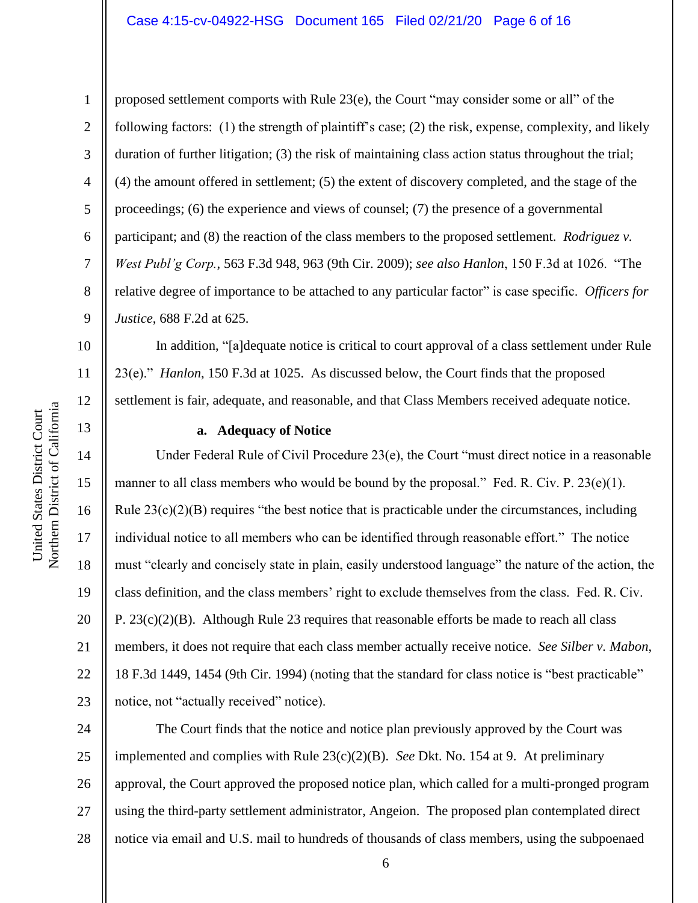proposed settlement comports with Rule 23(e), the Court "may consider some or all" of the following factors: (1) the strength of plaintiff's case; (2) the risk, expense, complexity, and likely duration of further litigation; (3) the risk of maintaining class action status throughout the trial; (4) the amount offered in settlement; (5) the extent of discovery completed, and the stage of the proceedings; (6) the experience and views of counsel; (7) the presence of a governmental participant; and (8) the reaction of the class members to the proposed settlement. *Rodriguez v. West Publ'g Corp.*, 563 F.3d 948, 963 (9th Cir. 2009); *see also Hanlon*, 150 F.3d at 1026. "The relative degree of importance to be attached to any particular factor" is case specific. *Officers for Justice*, 688 F.2d at 625.

In addition, "[a]dequate notice is critical to court approval of a class settlement under Rule 23(e)." *Hanlon*, 150 F.3d at 1025. As discussed below, the Court finds that the proposed settlement is fair, adequate, and reasonable, and that Class Members received adequate notice.

**a. Adequacy of Notice**

Under Federal Rule of Civil Procedure 23(e), the Court "must direct notice in a reasonable manner to all class members who would be bound by the proposal." Fed. R. Civ. P. 23(e)(1). Rule 23(c)(2)(B) requires "the best notice that is practicable under the circumstances, including individual notice to all members who can be identified through reasonable effort." The notice must "clearly and concisely state in plain, easily understood language" the nature of the action, the class definition, and the class members' right to exclude themselves from the class. Fed. R. Civ. P. 23(c)(2)(B). Although Rule 23 requires that reasonable efforts be made to reach all class members, it does not require that each class member actually receive notice. *See Silber v. Mabon*, 18 F.3d 1449, 1454 (9th Cir. 1994) (noting that the standard for class notice is "best practicable" notice, not "actually received" notice).

The Court finds that the notice and notice plan previously approved by the Court was implemented and complies with Rule 23(c)(2)(B). *See* Dkt. No. 154 at 9. At preliminary approval, the Court approved the proposed notice plan, which called for a multi-pronged program using the third-party settlement administrator, Angeion. The proposed plan contemplated direct notice via email and U.S. mail to hundreds of thousands of class members, using the subpoenaed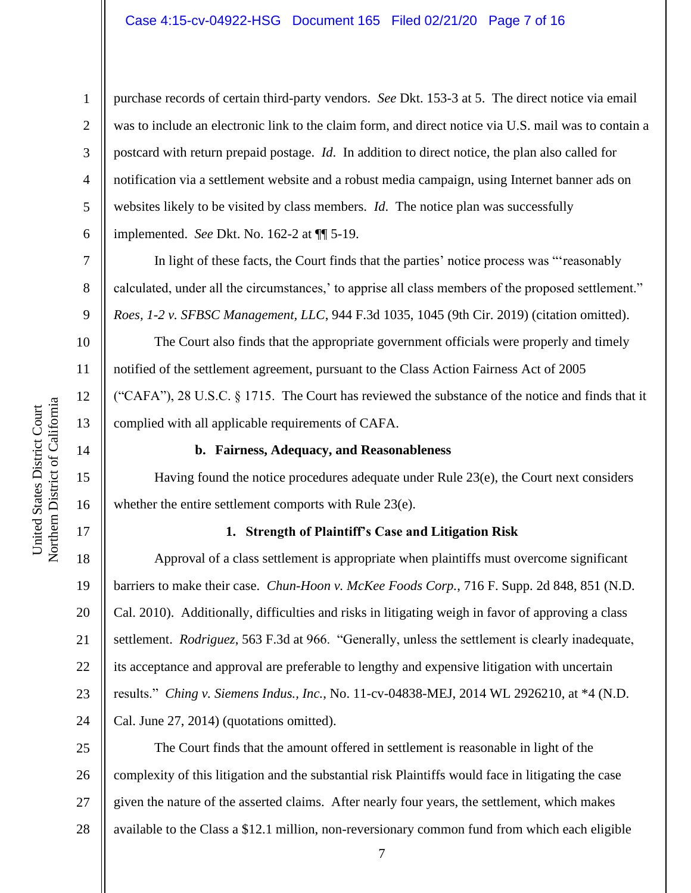purchase records of certain third-party vendors. *See* Dkt. 153-3 at 5. The direct notice via email was to include an electronic link to the claim form, and direct notice via U.S. mail was to contain a postcard with return prepaid postage. *Id.* In addition to direct notice, the plan also called for notification via a settlement website and a robust media campaign, using Internet banner ads on websites likely to be visited by class members. *Id.* The notice plan was successfully implemented. *See* Dkt. No. 162-2 at ¶¶ 5-19.

In light of these facts, the Court finds that the parties' notice process was "'reasonably calculated, under all the circumstances,' to apprise all class members of the proposed settlement." *Roes, 1-2 v. SFBSC Management, LLC*, 944 F.3d 1035, 1045 (9th Cir. 2019) (citation omitted).

The Court also finds that the appropriate government officials were properly and timely notified of the settlement agreement, pursuant to the Class Action Fairness Act of 2005 ("CAFA"), 28 U.S.C. § 1715. The Court has reviewed the substance of the notice and finds that it complied with all applicable requirements of CAFA.

**b. Fairness, Adequacy, and Reasonableness**

Having found the notice procedures adequate under Rule 23(e), the Court next considers whether the entire settlement comports with Rule 23(e).

**1. Strength of Plaintiff's Case and Litigation Risk**

Approval of a class settlement is appropriate when plaintiffs must overcome significant barriers to make their case. *Chun-Hoon v. McKee Foods Corp.*, 716 F. Supp. 2d 848, 851 (N.D. Cal. 2010). Additionally, difficulties and risks in litigating weigh in favor of approving a class settlement. *Rodriguez*, 563 F.3d at 966. "Generally, unless the settlement is clearly inadequate, its acceptance and approval are preferable to lengthy and expensive litigation with uncertain results." *Ching v. Siemens Indus., Inc.*, No. 11-cv-04838-MEJ, 2014 WL 2926210, at *4 (N.D. Cal. June 27, 2014) (quotations omitted).

The Court finds that the amount offered in settlement is reasonable in light of the complexity of this litigation and the substantial risk Plaintiffs would face in litigating the case given the nature of the asserted claims. After nearly four years, the settlement, which makes available to the Class a $12.1 million, non-reversionary common fund from which each eligible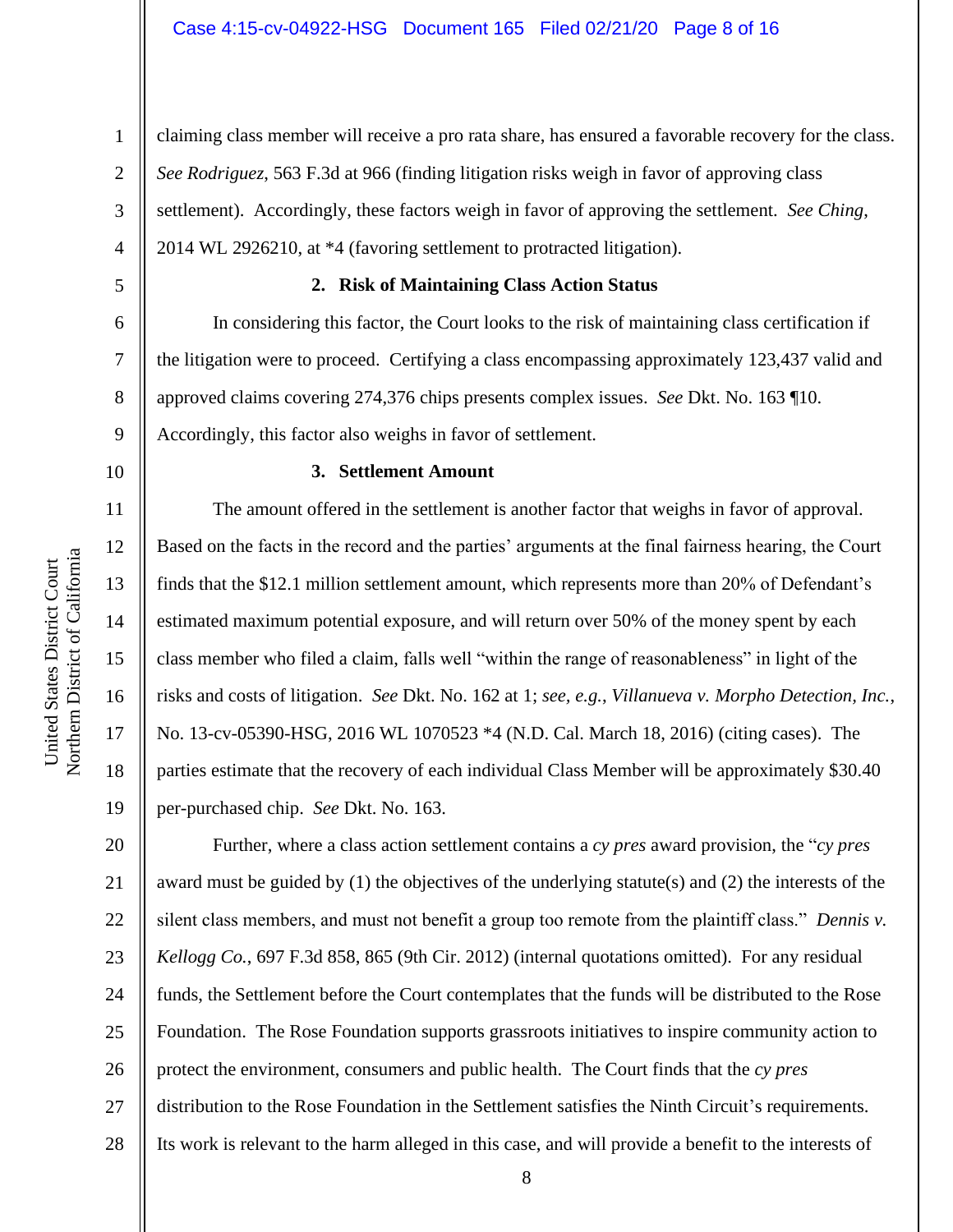claiming class member will receive a pro rata share, has ensured a favorable recovery for the class. *See Rodriguez*, 563 F.3d at 966 (finding litigation risks weigh in favor of approving class settlement). Accordingly, these factors weigh in favor of approving the settlement. *See Ching*, 2014 WL 2926210, at *4 (favoring settlement to protracted litigation).

**2. Risk of Maintaining Class Action Status**

In considering this factor, the Court looks to the risk of maintaining class certification if the litigation were to proceed. Certifying a class encompassing approximately 123,437 valid and approved claims covering 274,376 chips presents complex issues. *See* Dkt. No. 163 ¶10. Accordingly, this factor also weighs in favor of settlement.

**3. Settlement Amount**

The amount offered in the settlement is another factor that weighs in favor of approval. Based on the facts in the record and the parties' arguments at the final fairness hearing, the Court finds that the $12.1 million settlement amount, which represents more than 20% of Defendant's estimated maximum potential exposure, and will return over 50% of the money spent by each class member who filed a claim, falls well "within the range of reasonableness" in light of the risks and costs of litigation. *See* Dkt. No. 162 at 1; *see, e.g.*, *Villanueva v. Morpho Detection, Inc.*, No. 13-cv-05390-HSG, 2016 WL 1070523 *4 (N.D. Cal. March 18, 2016) (citing cases). The parties estimate that the recovery of each individual Class Member will be approximately $30.40 per-purchased chip. *See* Dkt. No. 163.

Further, where a class action settlement contains a *cy pres* award provision, the "*cy pres* award must be guided by (1) the objectives of the underlying statute(s) and (2) the interests of the silent class members, and must not benefit a group too remote from the plaintiff class." *Dennis v. Kellogg Co.*, 697 F.3d 858, 865 (9th Cir. 2012) (internal quotations omitted). For any residual funds, the Settlement before the Court contemplates that the funds will be distributed to the Rose Foundation. The Rose Foundation supports grassroots initiatives to inspire community action to protect the environment, consumers and public health. The Court finds that the *cy pres* distribution to the Rose Foundation in the Settlement satisfies the Ninth Circuit's requirements. Its work is relevant to the harm alleged in this case, and will provide a benefit to the interests of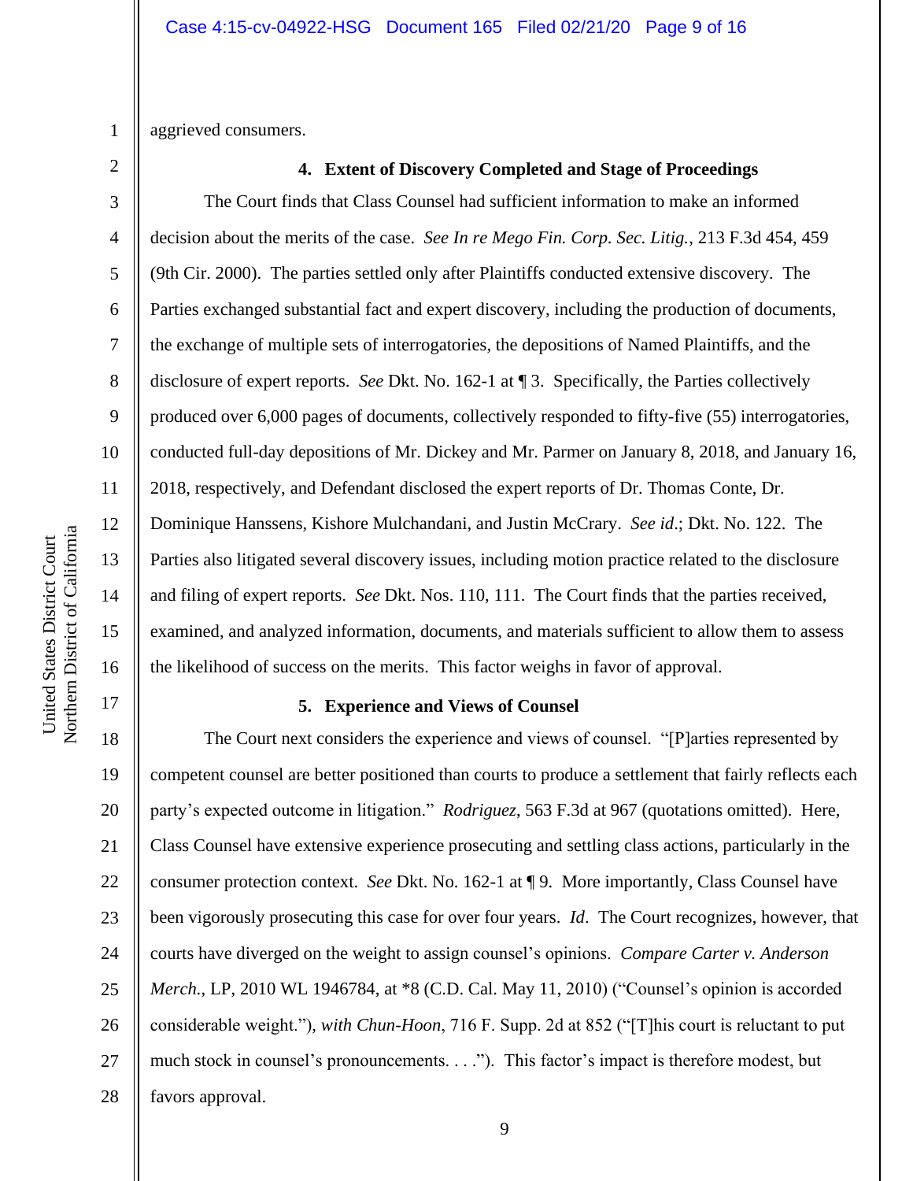aggrieved consumers.

### 4. Extent of Discovery Completed and Stage of Proceedings

The Court finds that Class Counsel had sufficient information to make an informed decision about the merits of the case. *See In re Mego Fin. Corp. Sec. Litig.*, 213 F.3d 454, 459 (9th Cir. 2000). The parties settled only after Plaintiffs conducted extensive discovery. The Parties exchanged substantial fact and expert discovery, including the production of documents, the exchange of multiple sets of interrogatories, the depositions of Named Plaintiffs, and the disclosure of expert reports. *See* Dkt. No. 162-1 at ¶ 3. Specifically, the Parties collectively produced over 6,000 pages of documents, collectively responded to fifty-five (55) interrogatories, conducted full-day depositions of Mr. Dickey and Mr. Parmer on January 8, 2018, and January 16, 2018, respectively, and Defendant disclosed the expert reports of Dr. Thomas Conte, Dr. Dominique Hanssens, Kishore Mulchandani, and Justin McCrary. *See id.*; Dkt. No. 122. The Parties also litigated several discovery issues, including motion practice related to the disclosure and filing of expert reports. *See* Dkt. Nos. 110, 111. The Court finds that the parties received, examined, and analyzed information, documents, and materials sufficient to allow them to assess the likelihood of success on the merits. This factor weighs in favor of approval.

### 5. Experience and Views of Counsel

The Court next considers the experience and views of counsel. "[P]arties represented by competent counsel are better positioned than courts to produce a settlement that fairly reflects each party's expected outcome in litigation." *Rodriguez*, 563 F.3d at 967 (quotations omitted). Here, Class Counsel have extensive experience prosecuting and settling class actions, particularly in the consumer protection context. *See* Dkt. No. 162-1 at ¶ 9. More importantly, Class Counsel have been vigorously prosecuting this case for over four years. *Id*. The Court recognizes, however, that courts have diverged on the weight to assign counsel's opinions. *Compare Carter v. Anderson Merch.*, LP, 2010 WL 1946784, at *8 (C.D. Cal. May 11, 2010) ("Counsel's opinion is accorded considerable weight."), *with Chun-Hoon*, 716 F. Supp. 2d at 852 ("[T]his court is reluctant to put much stock in counsel's pronouncements. . . ."). This factor's impact is therefore modest, but favors approval.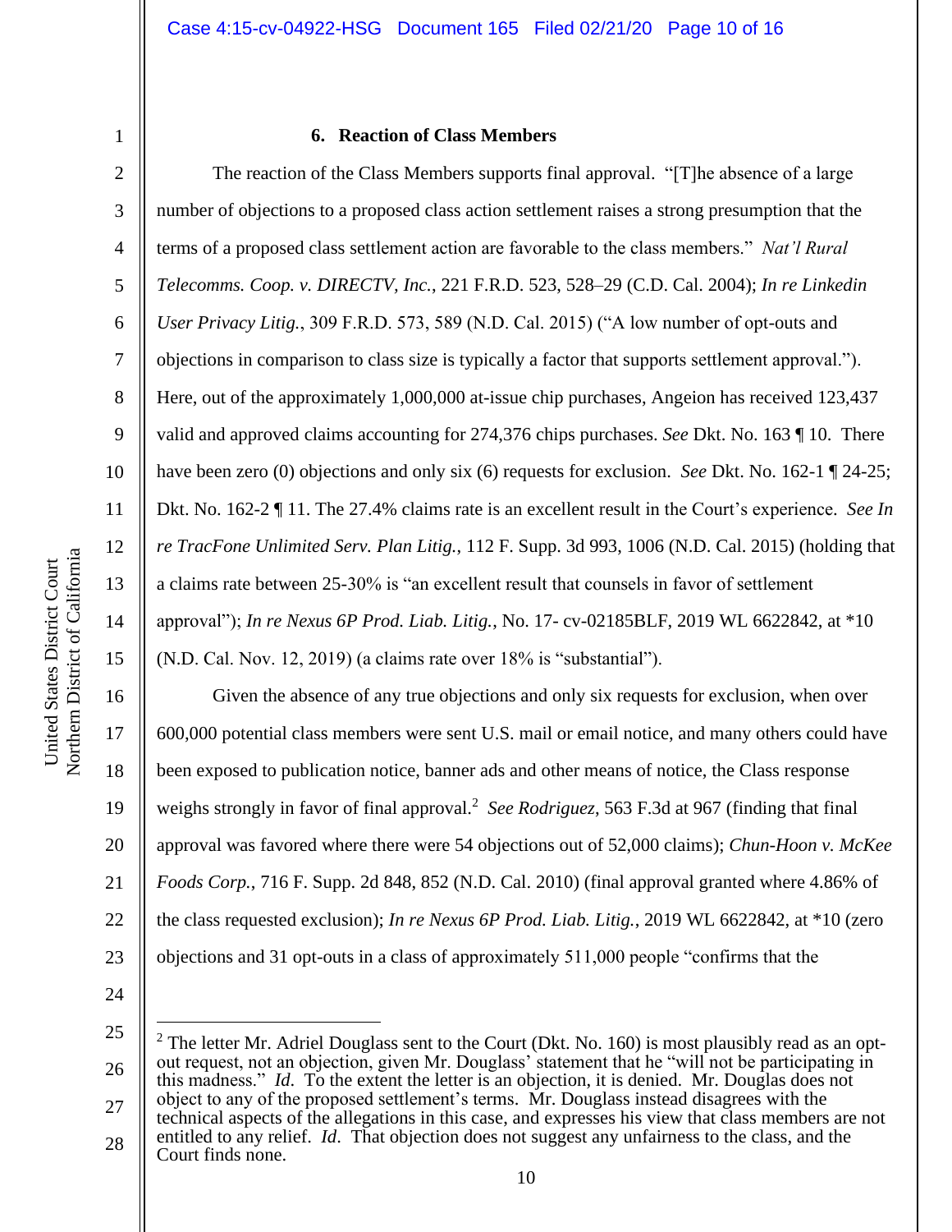### 6. Reaction of Class Members

The reaction of the Class Members supports final approval. "[T]he absence of a large number of objections to a proposed class action settlement raises a strong presumption that the terms of a proposed class settlement action are favorable to the class members." *Nat'l Rural Telecomms. Coop. v. DIRECTV, Inc.*, 221 F.R.D. 523, 528–29 (C.D. Cal. 2004); *In re Linkedin User Privacy Litig.*, 309 F.R.D. 573, 589 (N.D. Cal. 2015) ("A low number of opt-outs and objections in comparison to class size is typically a factor that supports settlement approval."). Here, out of the approximately 1,000,000 at-issue chip purchases, Angeion has received 123,437 valid and approved claims accounting for 274,376 chips purchases. *See* Dkt. No. 163 ¶ 10. There have been zero (0) objections and only six (6) requests for exclusion. *See* Dkt. No. 162-1 ¶ 24-25; Dkt. No. 162-2 ¶ 11. The 27.4% claims rate is an excellent result in the Court's experience. *See In re TracFone Unlimited Serv. Plan Litig.*, 112 F. Supp. 3d 993, 1006 (N.D. Cal. 2015) (holding that a claims rate between 25-30% is "an excellent result that counsels in favor of settlement approval"); *In re Nexus 6P Prod. Liab. Litig.*, No. 17- cv-02185BLF, 2019 WL 6622842, at *10 (N.D. Cal. Nov. 12, 2019) (a claims rate over 18% is "substantial").

Given the absence of any true objections and only six requests for exclusion, when over 600,000 potential class members were sent U.S. mail or email notice, and many others could have been exposed to publication notice, banner ads and other means of notice, the Class response weighs strongly in favor of final approval.[2] *See Rodriguez*, 563 F.3d at 967 (finding that final approval was favored where there were 54 objections out of 52,000 claims); *Chun-Hoon v. McKee Foods Corp.*, 716 F. Supp. 2d 848, 852 (N.D. Cal. 2010) (final approval granted where 4.86% of the class requested exclusion); *In re Nexus 6P Prod. Liab. Litig.*, 2019 WL 6622842, at *10 (zero objections and 31 opt-outs in a class of approximately 511,000 people "confirms that the

---

[2] The letter Mr. Adriel Douglass sent to the Court (Dkt. No. 160) is most plausibly read as an opt-out request, not an objection, given Mr. Douglass' statement that he "will not be participating in this madness." *Id.* To the extent the letter is an objection, it is denied. Mr. Douglas does not object to any of the proposed settlement's terms. Mr. Douglass instead disagrees with the technical aspects of the allegations in this case, and expresses his view that class members are not entitled to any relief. *Id.* That objection does not suggest any unfairness to the class, and the Court finds none.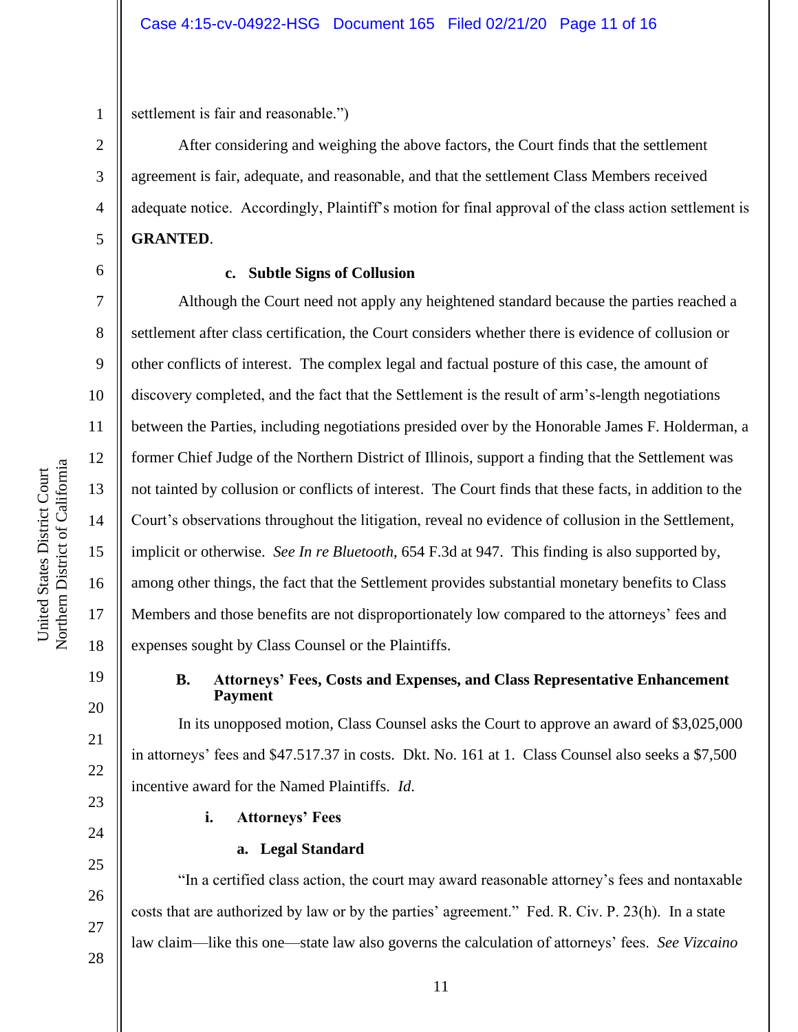settlement is fair and reasonable.")

After considering and weighing the above factors, the Court finds that the settlement agreement is fair, adequate, and reasonable, and that the settlement Class Members received adequate notice. Accordingly, Plaintiff's motion for final approval of the class action settlement is **GRANTED**.

**c. Subtle Signs of Collusion**

Although the Court need not apply any heightened standard because the parties reached a settlement after class certification, the Court considers whether there is evidence of collusion or other conflicts of interest. The complex legal and factual posture of this case, the amount of discovery completed, and the fact that the Settlement is the result of arm's-length negotiations between the Parties, including negotiations presided over by the Honorable James F. Holderman, a former Chief Judge of the Northern District of Illinois, support a finding that the Settlement was not tainted by collusion or conflicts of interest. The Court finds that these facts, in addition to the Court's observations throughout the litigation, reveal no evidence of collusion in the Settlement, implicit or otherwise. *See In re Bluetooth*, 654 F.3d at 947. This finding is also supported by, among other things, the fact that the Settlement provides substantial monetary benefits to Class Members and those benefits are not disproportionately low compared to the attorneys' fees and expenses sought by Class Counsel or the Plaintiffs.

### B. Attorneys' Fees, Costs and Expenses, and Class Representative Enhancement Payment

In its unopposed motion, Class Counsel asks the Court to approve an award of $3,025,000 in attorneys' fees and $47.517.37 in costs. Dkt. No. 161 at 1. Class Counsel also seeks a $7,500 incentive award for the Named Plaintiffs. *Id.*

**i. Attorneys' Fees**

**a. Legal Standard**

"In a certified class action, the court may award reasonable attorney's fees and nontaxable costs that are authorized by law or by the parties' agreement." Fed. R. Civ. P. 23(h). In a state law claim—like this one—state law also governs the calculation of attorneys' fees. *See Vizcaino*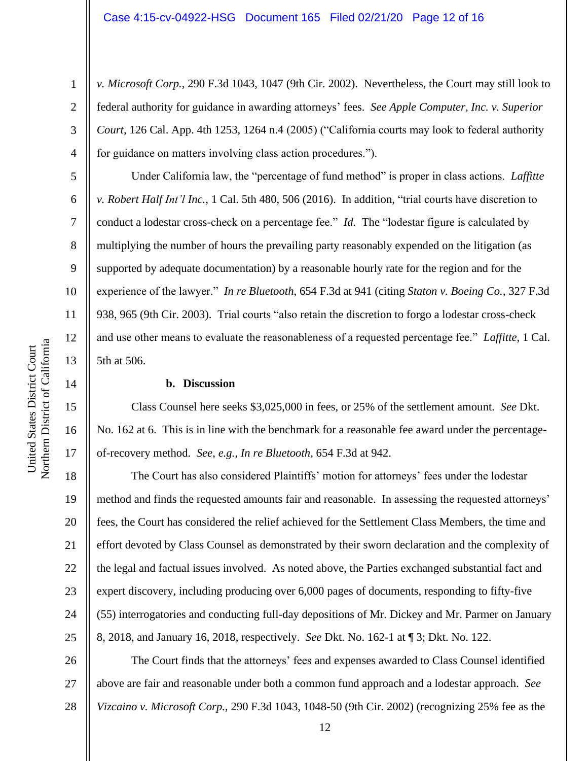*v. Microsoft Corp.*, 290 F.3d 1043, 1047 (9th Cir. 2002). Nevertheless, the Court may still look to federal authority for guidance in awarding attorneys' fees. *See Apple Computer, Inc. v. Superior Court*, 126 Cal. App. 4th 1253, 1264 n.4 (2005) ("California courts may look to federal authority for guidance on matters involving class action procedures.").

Under California law, the "percentage of fund method" is proper in class actions. *Laffitte v. Robert Half Int'l Inc.*, 1 Cal. 5th 480, 506 (2016). In addition, "trial courts have discretion to conduct a lodestar cross-check on a percentage fee." *Id.* The "lodestar figure is calculated by multiplying the number of hours the prevailing party reasonably expended on the litigation (as supported by adequate documentation) by a reasonable hourly rate for the region and for the experience of the lawyer." *In re Bluetooth*, 654 F.3d at 941 (citing *Staton v. Boeing Co.*, 327 F.3d 938, 965 (9th Cir. 2003). Trial courts "also retain the discretion to forgo a lodestar cross-check and use other means to evaluate the reasonableness of a requested percentage fee." *Laffitte*, 1 Cal. 5th at 506.

**b. Discussion**

Class Counsel here seeks $3,025,000 in fees, or 25% of the settlement amount. *See* Dkt. No. 162 at 6. This is in line with the benchmark for a reasonable fee award under the percentage-of-recovery method. *See, e.g.*, *In re Bluetooth*, 654 F.3d at 942.

The Court has also considered Plaintiffs' motion for attorneys' fees under the lodestar method and finds the requested amounts fair and reasonable. In assessing the requested attorneys' fees, the Court has considered the relief achieved for the Settlement Class Members, the time and effort devoted by Class Counsel as demonstrated by their sworn declaration and the complexity of the legal and factual issues involved. As noted above, the Parties exchanged substantial fact and expert discovery, including producing over 6,000 pages of documents, responding to fifty-five (55) interrogatories and conducting full-day depositions of Mr. Dickey and Mr. Parmer on January 8, 2018, and January 16, 2018, respectively. *See* Dkt. No. 162-1 at ¶ 3; Dkt. No. 122.

The Court finds that the attorneys' fees and expenses awarded to Class Counsel identified above are fair and reasonable under both a common fund approach and a lodestar approach. *See Vizcaino v. Microsoft Corp.*, 290 F.3d 1043, 1048-50 (9th Cir. 2002) (recognizing 25% fee as the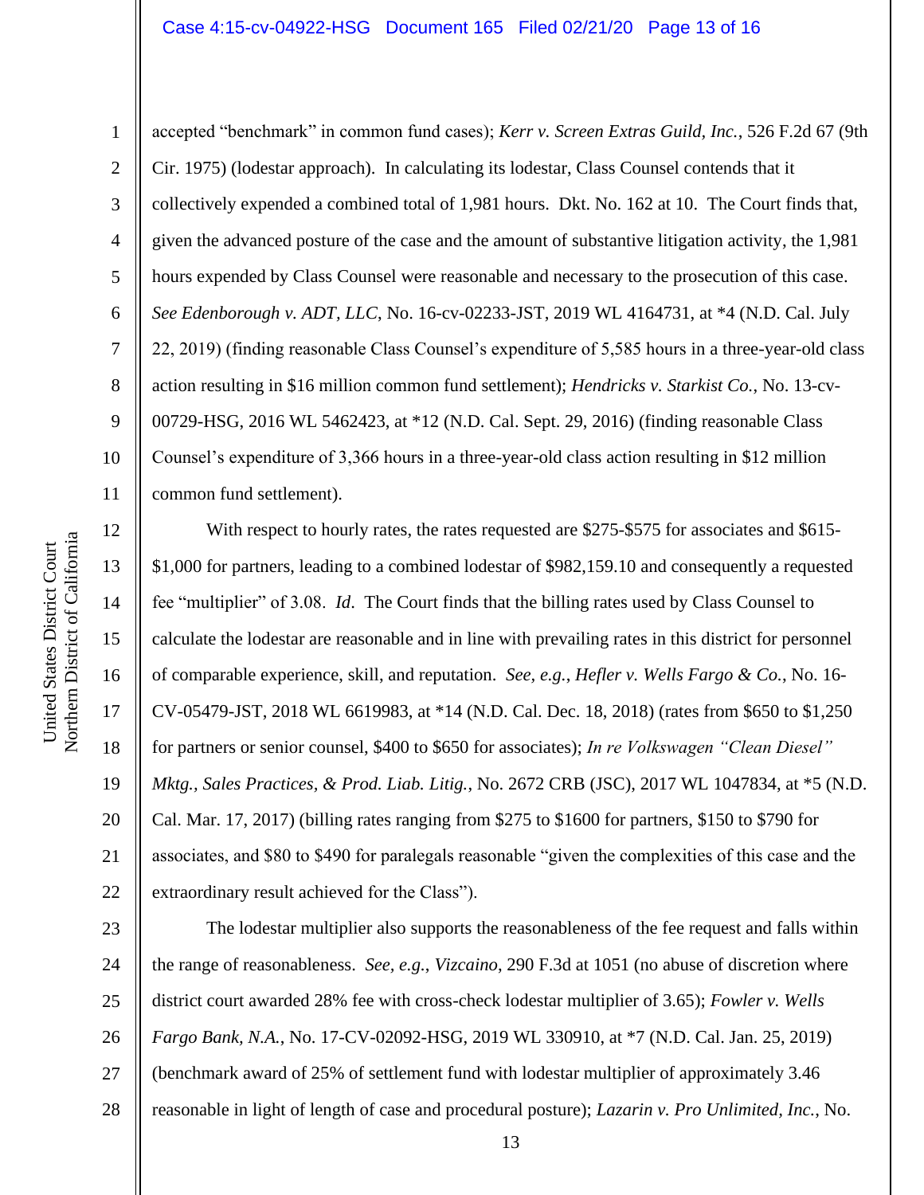accepted "benchmark" in common fund cases); *Kerr v. Screen Extras Guild, Inc.*, 526 F.2d 67 (9th Cir. 1975) (lodestar approach). In calculating its lodestar, Class Counsel contends that it collectively expended a combined total of 1,981 hours. Dkt. No. 162 at 10. The Court finds that, given the advanced posture of the case and the amount of substantive litigation activity, the 1,981 hours expended by Class Counsel were reasonable and necessary to the prosecution of this case. *See Edenborough v. ADT, LLC*, No. 16-cv-02233-JST, 2019 WL 4164731, at *4 (N.D. Cal. July 22, 2019) (finding reasonable Class Counsel's expenditure of 5,585 hours in a three-year-old class action resulting in $16 million common fund settlement); *Hendricks v. Starkist Co.*, No. 13-cv-00729-HSG, 2016 WL 5462423, at *12 (N.D. Cal. Sept. 29, 2016) (finding reasonable Class Counsel's expenditure of 3,366 hours in a three-year-old class action resulting in $12 million common fund settlement).

With respect to hourly rates, the rates requested are $275-$575 for associates and $615-$1,000 for partners, leading to a combined lodestar of $982,159.10 and consequently a requested fee "multiplier" of 3.08. *Id*. The Court finds that the billing rates used by Class Counsel to calculate the lodestar are reasonable and in line with prevailing rates in this district for personnel of comparable experience, skill, and reputation. *See, e.g.*, *Hefler v. Wells Fargo & Co.*, No. 16-CV-05479-JST, 2018 WL 6619983, at *14 (N.D. Cal. Dec. 18, 2018) (rates from $650 to $1,250 for partners or senior counsel, $400 to $650 for associates); *In re Volkswagen "Clean Diesel" Mktg., Sales Practices, & Prod. Liab. Litig.*, No. 2672 CRB (JSC), 2017 WL 1047834, at *5 (N.D. Cal. Mar. 17, 2017) (billing rates ranging from $275 to $1600 for partners, $150 to $790 for associates, and $80 to $490 for paralegals reasonable "given the complexities of this case and the extraordinary result achieved for the Class").

The lodestar multiplier also supports the reasonableness of the fee request and falls within the range of reasonableness. *See, e.g.*, *Vizcaino*, 290 F.3d at 1051 (no abuse of discretion where district court awarded 28% fee with cross-check lodestar multiplier of 3.65); *Fowler v. Wells Fargo Bank, N.A.*, No. 17-CV-02092-HSG, 2019 WL 330910, at *7 (N.D. Cal. Jan. 25, 2019) (benchmark award of 25% of settlement fund with lodestar multiplier of approximately 3.46 reasonable in light of length of case and procedural posture); *Lazarin v. Pro Unlimited, Inc.*, No.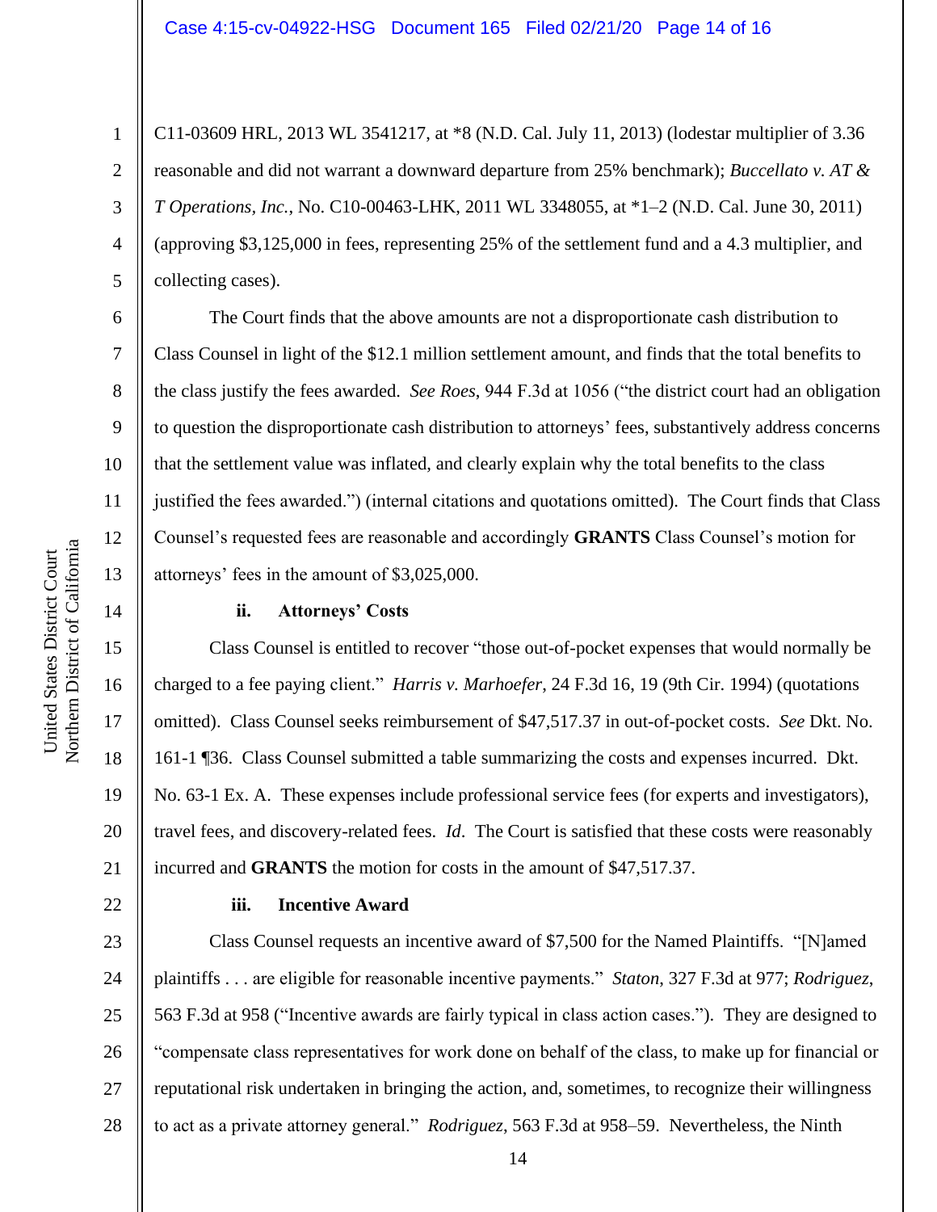C11-03609 HRL, 2013 WL 3541217, at *8 (N.D. Cal. July 11, 2013) (lodestar multiplier of 3.36 reasonable and did not warrant a downward departure from 25% benchmark); *Buccellato v. AT & T Operations, Inc.*, No. C10-00463-LHK, 2011 WL 3348055, at *1–2 (N.D. Cal. June 30, 2011) (approving $3,125,000 in fees, representing 25% of the settlement fund and a 4.3 multiplier, and collecting cases).

The Court finds that the above amounts are not a disproportionate cash distribution to Class Counsel in light of the $12.1 million settlement amount, and finds that the total benefits to the class justify the fees awarded. *See Roes*, 944 F.3d at 1056 ("the district court had an obligation to question the disproportionate cash distribution to attorneys' fees, substantively address concerns that the settlement value was inflated, and clearly explain why the total benefits to the class justified the fees awarded.") (internal citations and quotations omitted). The Court finds that Class Counsel's requested fees are reasonable and accordingly **GRANTS** Class Counsel's motion for attorneys' fees in the amount of $3,025,000.

#### ii. Attorneys' Costs

Class Counsel is entitled to recover "those out-of-pocket expenses that would normally be charged to a fee paying client." *Harris v. Marhoefer*, 24 F.3d 16, 19 (9th Cir. 1994) (quotations omitted). Class Counsel seeks reimbursement of $47,517.37 in out-of-pocket costs. *See* Dkt. No. 161-1 ¶36. Class Counsel submitted a table summarizing the costs and expenses incurred. Dkt. No. 63-1 Ex. A. These expenses include professional service fees (for experts and investigators), travel fees, and discovery-related fees. *Id*. The Court is satisfied that these costs were reasonably incurred and **GRANTS** the motion for costs in the amount of $47,517.37.

#### iii. Incentive Award

Class Counsel requests an incentive award of $7,500 for the Named Plaintiffs. "[N]amed plaintiffs . . . are eligible for reasonable incentive payments." *Staton*, 327 F.3d at 977; *Rodriguez*, 563 F.3d at 958 ("Incentive awards are fairly typical in class action cases."). They are designed to "compensate class representatives for work done on behalf of the class, to make up for financial or reputational risk undertaken in bringing the action, and, sometimes, to recognize their willingness to act as a private attorney general." *Rodriguez*, 563 F.3d at 958–59. Nevertheless, the Ninth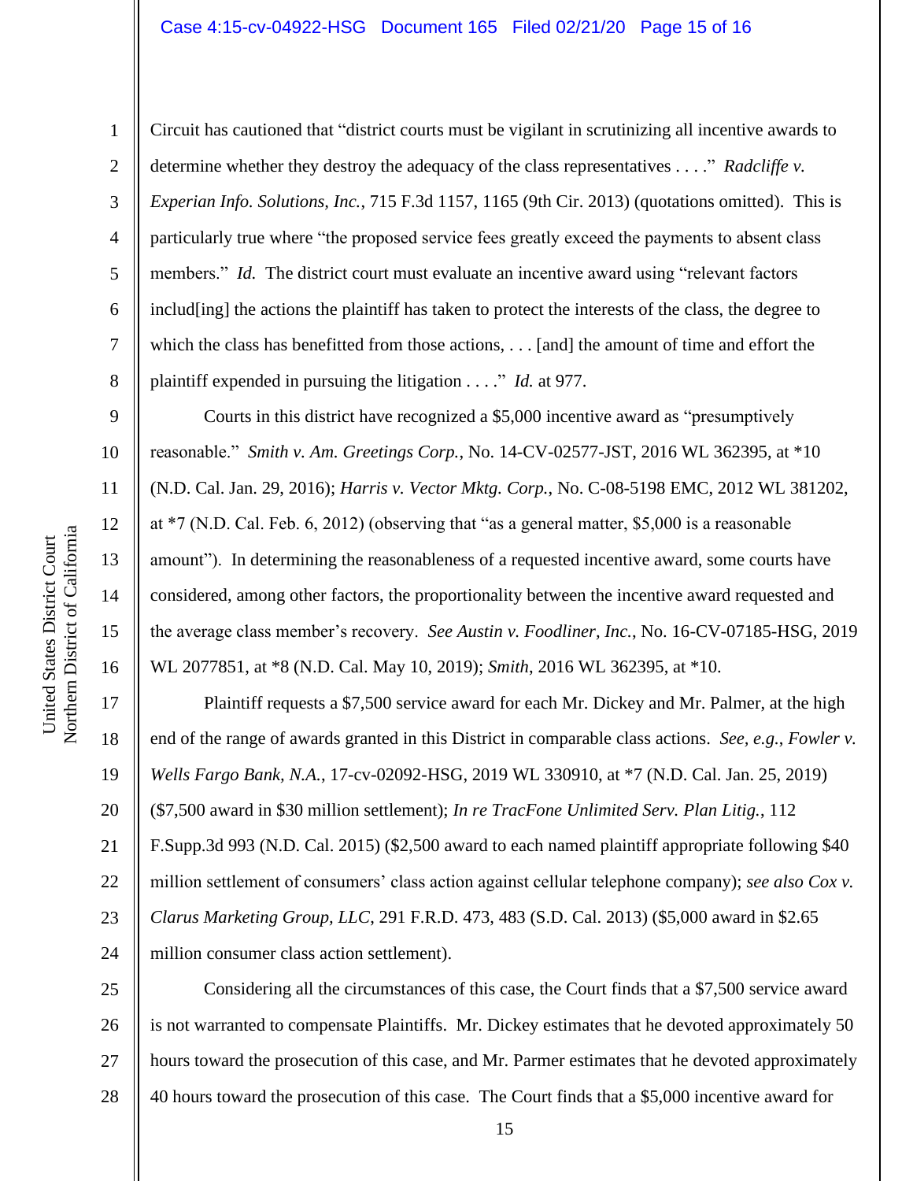Circuit has cautioned that "district courts must be vigilant in scrutinizing all incentive awards to determine whether they destroy the adequacy of the class representatives . . . ." *Radcliffe v. Experian Info. Solutions, Inc.*, 715 F.3d 1157, 1165 (9th Cir. 2013) (quotations omitted). This is particularly true where "the proposed service fees greatly exceed the payments to absent class members." *Id.* The district court must evaluate an incentive award using "relevant factors includ[ing] the actions the plaintiff has taken to protect the interests of the class, the degree to which the class has benefitted from those actions, . . . [and] the amount of time and effort the plaintiff expended in pursuing the litigation . . . ." *Id.* at 977.

Courts in this district have recognized a $5,000 incentive award as "presumptively reasonable." *Smith v. Am. Greetings Corp.*, No. 14-CV-02577-JST, 2016 WL 362395, at *10 (N.D. Cal. Jan. 29, 2016); *Harris v. Vector Mktg. Corp.*, No. C-08-5198 EMC, 2012 WL 381202, at *7 (N.D. Cal. Feb. 6, 2012) (observing that "as a general matter, $5,000 is a reasonable amount"). In determining the reasonableness of a requested incentive award, some courts have considered, among other factors, the proportionality between the incentive award requested and the average class member's recovery. *See Austin v. Foodliner, Inc.*, No. 16-CV-07185-HSG, 2019 WL 2077851, at *8 (N.D. Cal. May 10, 2019); *Smith*, 2016 WL 362395, at *10.

Plaintiff requests a $7,500 service award for each Mr. Dickey and Mr. Palmer, at the high end of the range of awards granted in this District in comparable class actions. *See, e.g.*, *Fowler v. Wells Fargo Bank, N.A.*, 17-cv-02092-HSG, 2019 WL 330910, at *7 (N.D. Cal. Jan. 25, 2019) ($7,500 award in $30 million settlement); *In re TracFone Unlimited Serv. Plan Litig.*, 112 F.Supp.3d 993 (N.D. Cal. 2015) ($2,500 award to each named plaintiff appropriate following $40 million settlement of consumers' class action against cellular telephone company); *see also Cox v. Clarus Marketing Group, LLC*, 291 F.R.D. 473, 483 (S.D. Cal. 2013) ($5,000 award in $2.65 million consumer class action settlement).

Considering all the circumstances of this case, the Court finds that a $7,500 service award is not warranted to compensate Plaintiffs. Mr. Dickey estimates that he devoted approximately 50 hours toward the prosecution of this case, and Mr. Parmer estimates that he devoted approximately 40 hours toward the prosecution of this case. The Court finds that a $5,000 incentive award for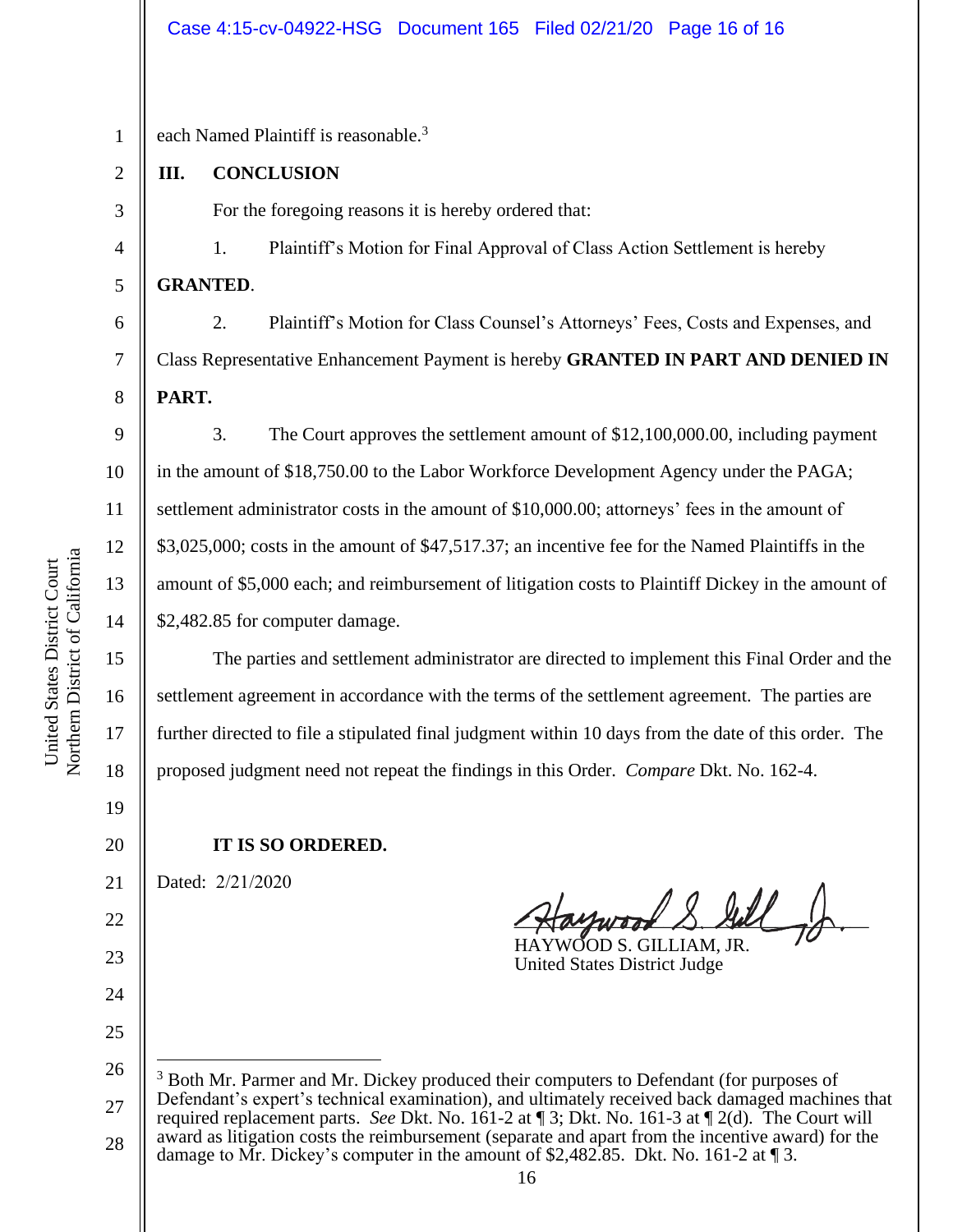each Named Plaintiff is reasonable.[3]

## III. CONCLUSION

For the foregoing reasons it is hereby ordered that:

1. Plaintiff's Motion for Final Approval of Class Action Settlement is hereby **GRANTED**.

2. Plaintiff's Motion for Class Counsel's Attorneys' Fees, Costs and Expenses, and Class Representative Enhancement Payment is hereby **GRANTED IN PART AND DENIED IN PART.**

3. The Court approves the settlement amount of $12,100,000.00, including payment in the amount of $18,750.00 to the Labor Workforce Development Agency under the PAGA; settlement administrator costs in the amount of $10,000.00; attorneys' fees in the amount of $3,025,000; costs in the amount of $47,517.37; an incentive fee for the Named Plaintiffs in the amount of $5,000 each; and reimbursement of litigation costs to Plaintiff Dickey in the amount of $2,482.85 for computer damage.

The parties and settlement administrator are directed to implement this Final Order and the settlement agreement in accordance with the terms of the settlement agreement. The parties are further directed to file a stipulated final judgment within 10 days from the date of this order. The proposed judgment need not repeat the findings in this Order. *Compare* Dkt. No. 162-4.

**IT IS SO ORDERED.**

Dated: 2/21/2020

HAYWOOD S. GILLIAM, JR.
United States District Judge

---

[3] Both Mr. Parmer and Mr. Dickey produced their computers to Defendant (for purposes of Defendant's expert's technical examination), and ultimately received back damaged machines that required replacement parts. *See* Dkt. No. 161-2 at ¶ 3; Dkt. No. 161-3 at ¶ 2(d). The Court will award as litigation costs the reimbursement (separate and apart from the incentive award) for the damage to Mr. Dickey's computer in the amount of $2,482.85. Dkt. No. 161-2 at ¶ 3.